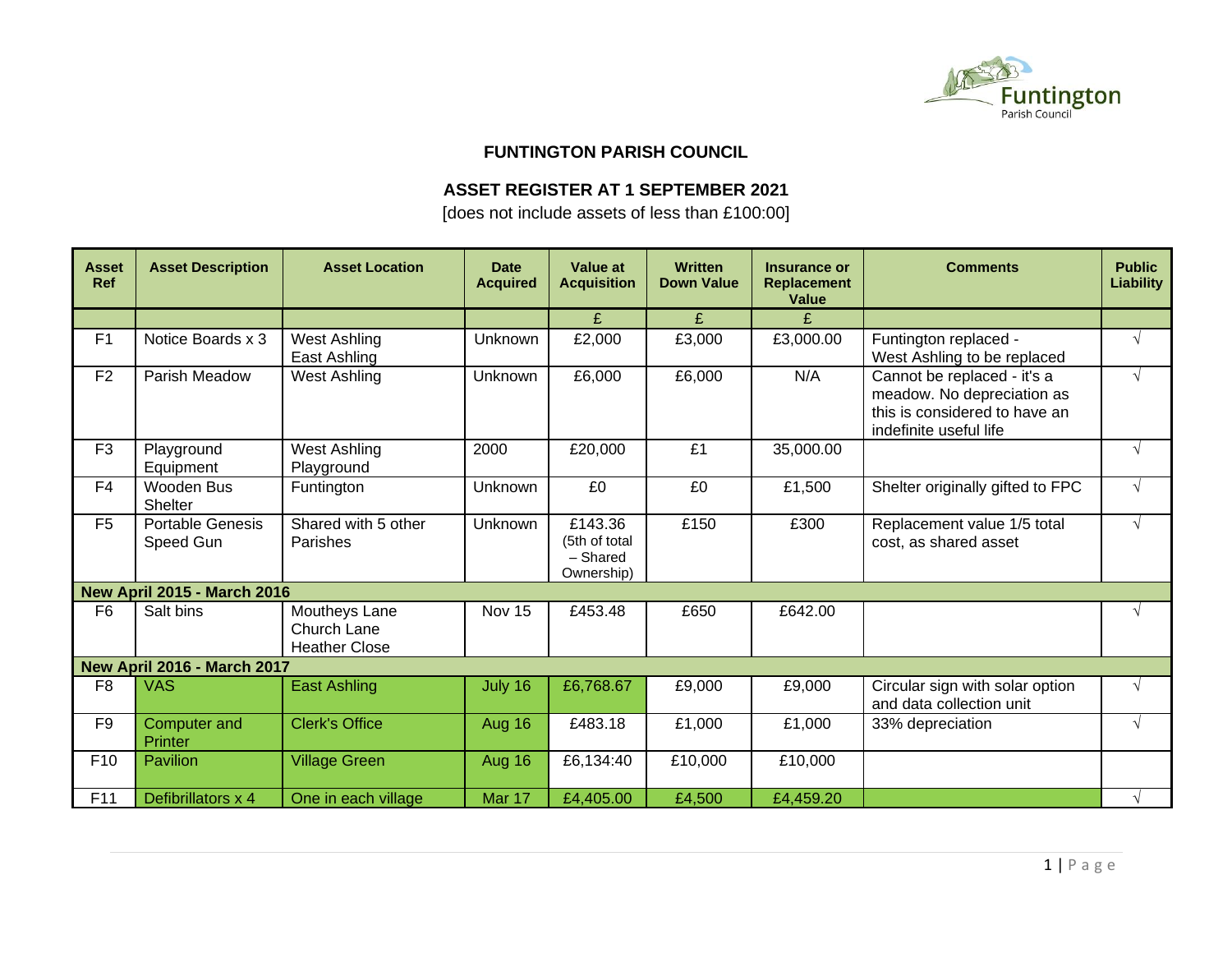## FUNTINGTON PARISH COUNCIL

## ASSET REGISTER AT 1 SEPTEMBER 2021

[does not include assets of less than £100:00]

| Asset Ref | Asset Description | Asset Location | Date Acquired | Value at Acquisition | Written Down Value | Insurance or Replacement Value | Comments | Public Liability |
|---|---|---|---|---|---|---|---|---|
| | | | | £ | £ | £ | | |
| F1 | Notice Boards x 3 | West Ashling East Ashling | Unknown | £2,000 | £3,000 | £3,000.00 | Funtington replaced - West Ashling to be replaced | √ |
| F2 | Parish Meadow | West Ashling | Unknown | £6,000 | £6,000 | N/A | Cannot be replaced - it's a meadow. No depreciation as this is considered to have an indefinite useful life | √ |
| F3 | Playground Equipment | West Ashling Playground | 2000 | £20,000 | £1 | 35,000.00 | | √ |
| F4 | Wooden Bus Shelter | Funtington | Unknown | £0 | £0 | £1,500 | Shelter originally gifted to FPC | √ |
| F5 | Portable Genesis Speed Gun | Shared with 5 other Parishes | Unknown | £143.36 (5th of total – Shared Ownership) | £150 | £300 | Replacement value 1/5 total cost, as shared asset | √ |
| **New April 2015 - March 2016** | | | | | | | | |
| F6 | Salt bins | Moutheys Lane Church Lane Heather Close | Nov 15 | £453.48 | £650 | £642.00 | | √ |
| **New April 2016 - March 2017** | | | | | | | | |
| F8 | VAS | East Ashling | July 16 | £6,768.67 | £9,000 | £9,000 | Circular sign with solar option and data collection unit | √ |
| F9 | Computer and Printer | Clerk's Office | Aug 16 | £483.18 | £1,000 | £1,000 | 33% depreciation | √ |
| F10 | Pavilion | Village Green | Aug 16 | £6,134:40 | £10,000 | £10,000 | | |
| F11 | Defibrillators x 4 | One in each village | Mar 17 | £4,405.00 | £4,500 | £4,459.20 | | √ |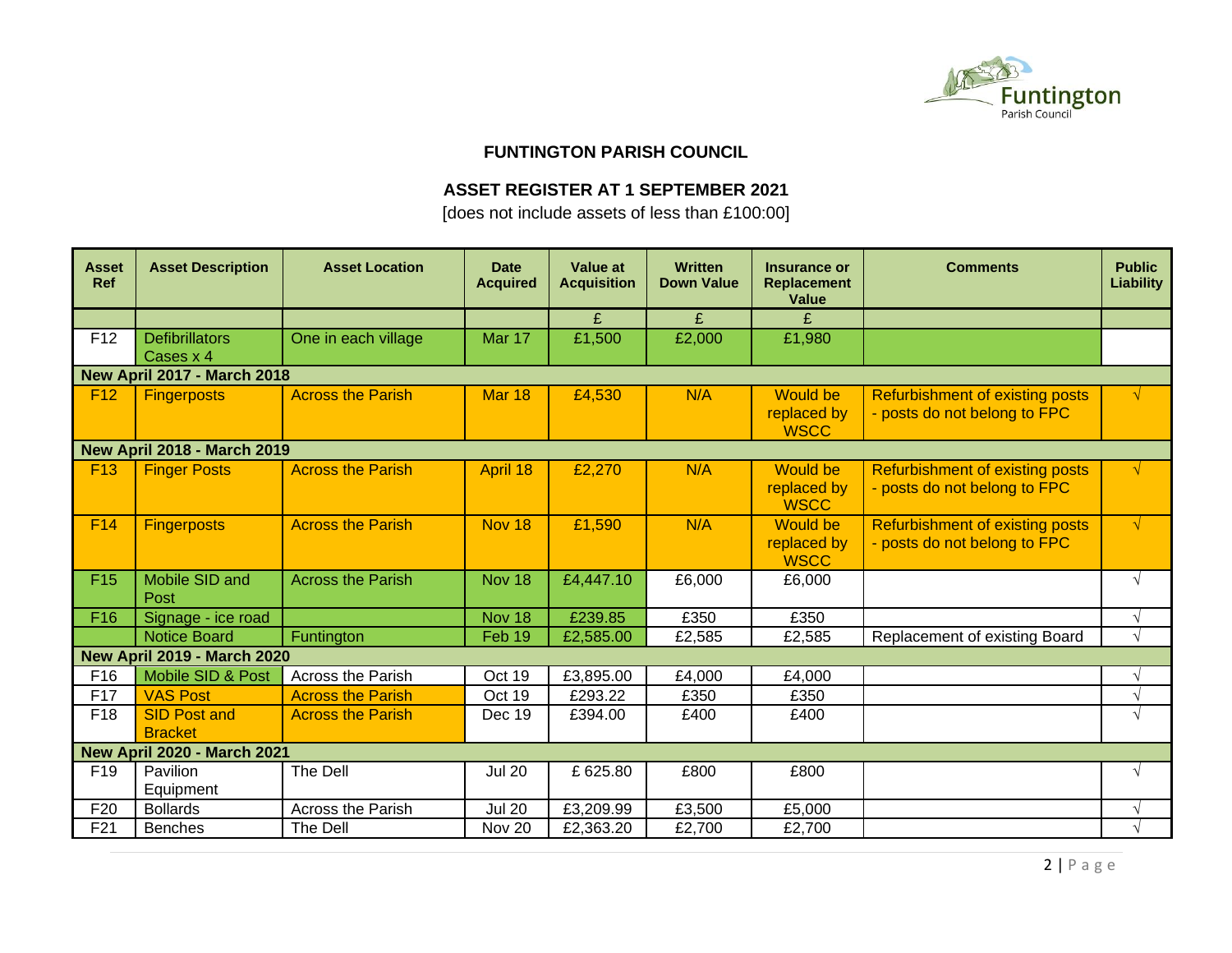## FUNTINGTON PARISH COUNCIL

## ASSET REGISTER AT 1 SEPTEMBER 2021

[does not include assets of less than £100:00]

| Asset Ref | Asset Description | Asset Location | Date Acquired | Value at Acquisition | Written Down Value | Insurance or Replacement Value | Comments | Public Liability |
|---|---|---|---|---|---|---|---|---|
| | | | | £ | £ | £ | | |
| F12 | Defibrillators Cases x 4 | One in each village | Mar 17 | £1,500 | £2,000 | £1,980 | | |
| **New April 2017 - March 2018** | | | | | | | | |
| F12 | Fingerposts | Across the Parish | Mar 18 | £4,530 | N/A | Would be replaced by WSCC | Refurbishment of existing posts - posts do not belong to FPC | √ |
| **New April 2018 - March 2019** | | | | | | | | |
| F13 | Finger Posts | Across the Parish | April 18 | £2,270 | N/A | Would be replaced by WSCC | Refurbishment of existing posts - posts do not belong to FPC | √ |
| F14 | Fingerposts | Across the Parish | Nov 18 | £1,590 | N/A | Would be replaced by WSCC | Refurbishment of existing posts - posts do not belong to FPC | √ |
| F15 | Mobile SID and Post | Across the Parish | Nov 18 | £4,447.10 | £6,000 | £6,000 | | √ |
| F16 | Signage - ice road | | Nov 18 | £239.85 | £350 | £350 | | √ |
| | Notice Board | Funtington | Feb 19 | £2,585.00 | £2,585 | £2,585 | Replacement of existing Board | √ |
| **New April 2019 - March 2020** | | | | | | | | |
| F16 | Mobile SID & Post | Across the Parish | Oct 19 | £3,895.00 | £4,000 | £4,000 | | √ |
| F17 | VAS Post | Across the Parish | Oct 19 | £293.22 | £350 | £350 | | √ |
| F18 | SID Post and Bracket | Across the Parish | Dec 19 | £394.00 | £400 | £400 | | √ |
| **New April 2020 - March 2021** | | | | | | | | |
| F19 | Pavilion Equipment | The Dell | Jul 20 | £ 625.80 | £800 | £800 | | √ |
| F20 | Bollards | Across the Parish | Jul 20 | £3,209.99 | £3,500 | £5,000 | | √ |
| F21 | Benches | The Dell | Nov 20 | £2,363.20 | £2,700 | £2,700 | | √ |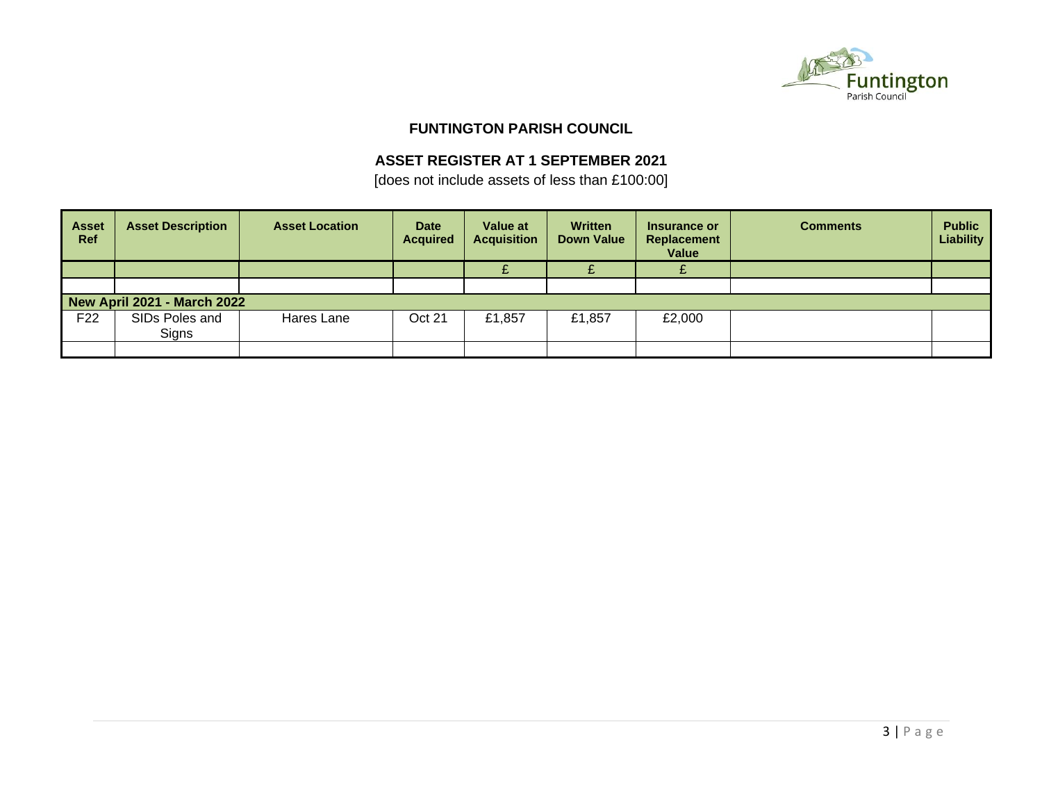**FUNTINGTON PARISH COUNCIL**

**ASSET REGISTER AT 1 SEPTEMBER 2021**

[does not include assets of less than £100:00]

| Asset Ref | Asset Description | Asset Location | Date Acquired | Value at Acquisition | Written Down Value | Insurance or Replacement Value | Comments | Public Liability |
|---|---|---|---|---|---|---|---|---|
| | | | | £ | £ | £ | | |
| | | | | | | | | |
| **New April 2021 - March 2022** | | | | | | | | |
| F22 | SIDs Poles and Signs | Hares Lane | Oct 21 | £1,857 | £1,857 | £2,000 | | |
| | | | | | | | | |